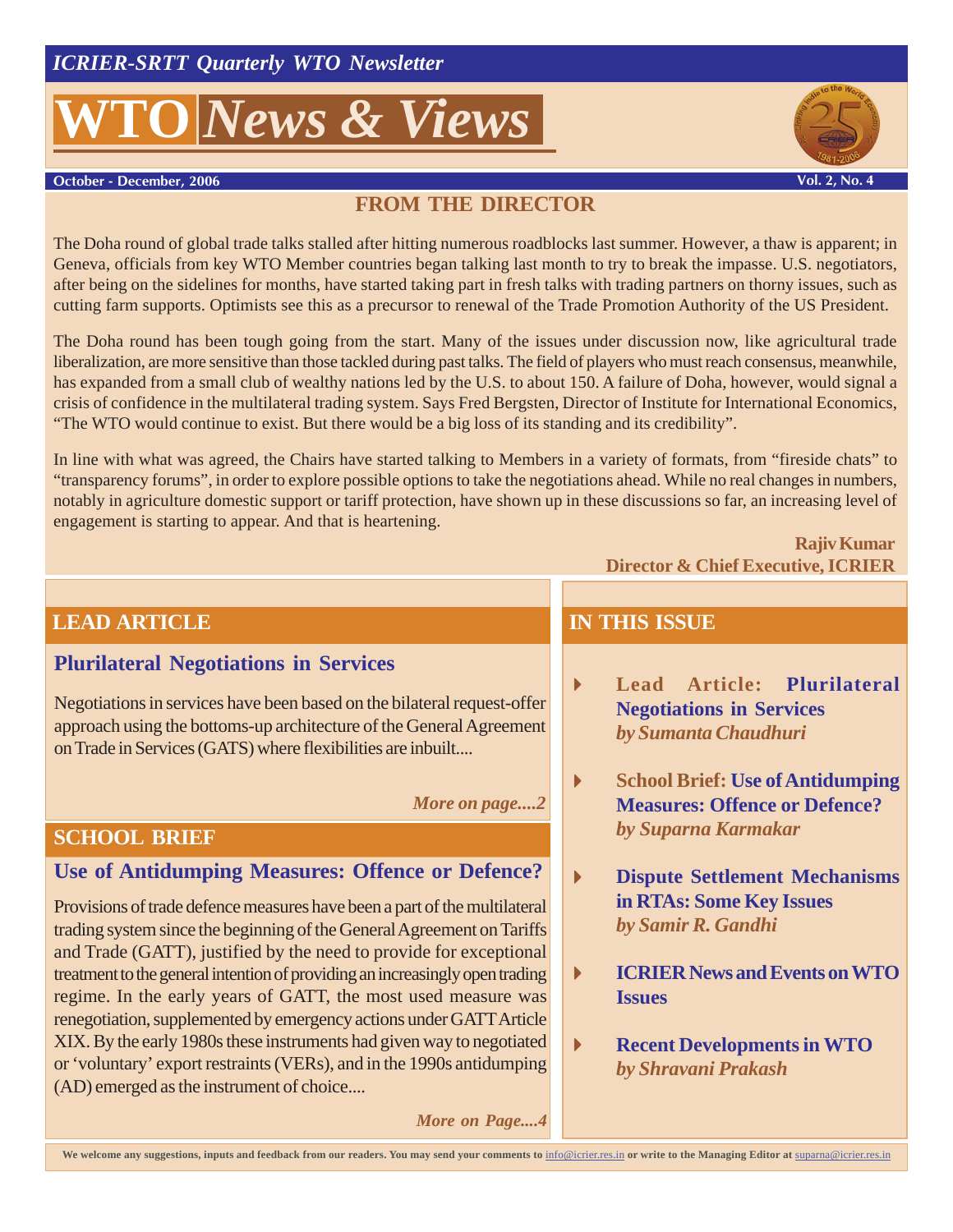*ICRIER-SRTT Quarterly WTO Newsletter*

# WTO *News & Views*

**October - December, 2006** **Vol. 2, No. 4**

## FROM THE DIRECTOR

The Doha round of global trade talks stalled after hitting numerous roadblocks last summer. However, a thaw is apparent; in Geneva, officials from key WTO Member countries began talking last month to try to break the impasse. U.S. negotiators, after being on the sidelines for months, have started taking part in fresh talks with trading partners on thorny issues, such as cutting farm supports. Optimists see this as a precursor to renewal of the Trade Promotion Authority of the US President.

The Doha round has been tough going from the start. Many of the issues under discussion now, like agricultural trade liberalization, are more sensitive than those tackled during past talks. The field of players who must reach consensus, meanwhile, has expanded from a small club of wealthy nations led by the U.S. to about 150. A failure of Doha, however, would signal a crisis of confidence in the multilateral trading system. Says Fred Bergsten, Director of Institute for International Economics, "The WTO would continue to exist. But there would be a big loss of its standing and its credibility".

In line with what was agreed, the Chairs have started talking to Members in a variety of formats, from "fireside chats" to "transparency forums", in order to explore possible options to take the negotiations ahead. While no real changes in numbers, notably in agriculture domestic support or tariff protection, have shown up in these discussions so far, an increasing level of engagement is starting to appear. And that is heartening.

**Rajiv Kumar**
**Director & Chief Executive, ICRIER**

## LEAD ARTICLE

### Plurilateral Negotiations in Services

Negotiations in services have been based on the bilateral request-offer approach using the bottoms-up architecture of the General Agreement on Trade in Services (GATS) where flexibilities are inbuilt....

***More on page....2***

## SCHOOL BRIEF

### Use of Antidumping Measures: Offence or Defence?

Provisions of trade defence measures have been a part of the multilateral trading system since the beginning of the General Agreement on Tariffs and Trade (GATT), justified by the need to provide for exceptional treatment to the general intention of providing an increasingly open trading regime. In the early years of GATT, the most used measure was renegotiation, supplemented by emergency actions under GATT Article XIX. By the early 1980s these instruments had given way to negotiated or 'voluntary' export restraints (VERs), and in the 1990s antidumping (AD) emerged as the instrument of choice....

***More on Page....4***

## IN THIS ISSUE

- **Lead Article: Plurilateral Negotiations in Services**
  ***by Sumanta Chaudhuri***
- **School Brief: Use of Antidumping Measures: Offence or Defence?**
  ***by Suparna Karmakar***
- **Dispute Settlement Mechanisms in RTAs: Some Key Issues**
  ***by Samir R. Gandhi***
- **ICRIER News and Events on WTO Issues**
- **Recent Developments in WTO**
  ***by Shravani Prakash***

We welcome any suggestions, inputs and feedback from our readers. You may send your comments to info@icrier.res.in or write to the Managing Editor at suparna@icrier.res.in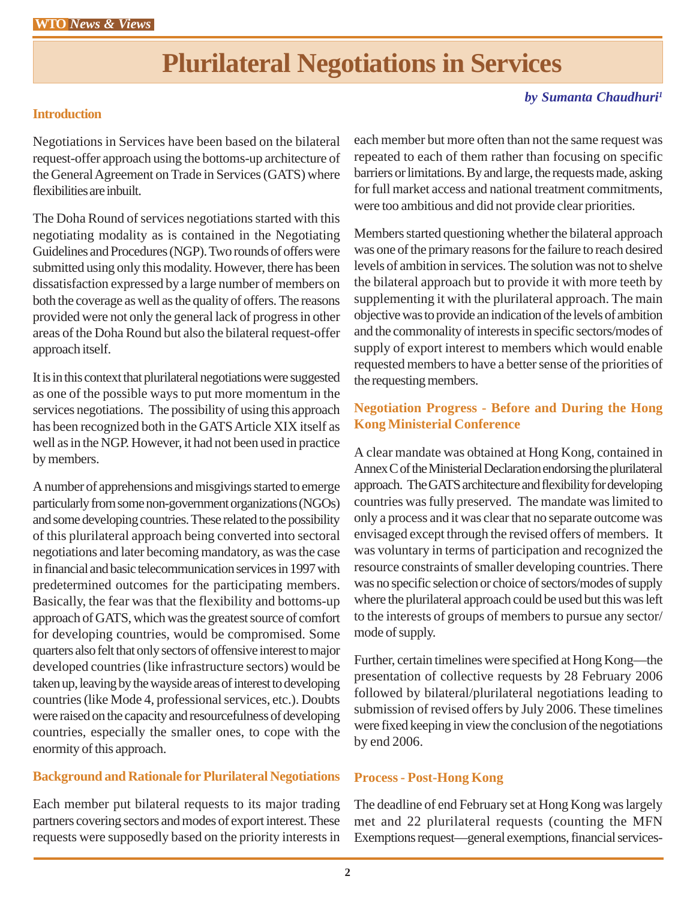# Plurilateral Negotiations in Services

*by Sumanta Chaudhuri*[1]

### Introduction

Negotiations in Services have been based on the bilateral request-offer approach using the bottoms-up architecture of the General Agreement on Trade in Services (GATS) where flexibilities are inbuilt.

The Doha Round of services negotiations started with this negotiating modality as is contained in the Negotiating Guidelines and Procedures (NGP). Two rounds of offers were submitted using only this modality. However, there has been dissatisfaction expressed by a large number of members on both the coverage as well as the quality of offers. The reasons provided were not only the general lack of progress in other areas of the Doha Round but also the bilateral request-offer approach itself.

It is in this context that plurilateral negotiations were suggested as one of the possible ways to put more momentum in the services negotiations. The possibility of using this approach has been recognized both in the GATS Article XIX itself as well as in the NGP. However, it had not been used in practice by members.

A number of apprehensions and misgivings started to emerge particularly from some non-government organizations (NGOs) and some developing countries. These related to the possibility of this plurilateral approach being converted into sectoral negotiations and later becoming mandatory, as was the case in financial and basic telecommunication services in 1997 with predetermined outcomes for the participating members. Basically, the fear was that the flexibility and bottoms-up approach of GATS, which was the greatest source of comfort for developing countries, would be compromised. Some quarters also felt that only sectors of offensive interest to major developed countries (like infrastructure sectors) would be taken up, leaving by the wayside areas of interest to developing countries (like Mode 4, professional services, etc.). Doubts were raised on the capacity and resourcefulness of developing countries, especially the smaller ones, to cope with the enormity of this approach.

### Background and Rationale for Plurilateral Negotiations

Each member put bilateral requests to its major trading partners covering sectors and modes of export interest. These requests were supposedly based on the priority interests in each member but more often than not the same request was repeated to each of them rather than focusing on specific barriers or limitations. By and large, the requests made, asking for full market access and national treatment commitments, were too ambitious and did not provide clear priorities.

Members started questioning whether the bilateral approach was one of the primary reasons for the failure to reach desired levels of ambition in services. The solution was not to shelve the bilateral approach but to provide it with more teeth by supplementing it with the plurilateral approach. The main objective was to provide an indication of the levels of ambition and the commonality of interests in specific sectors/modes of supply of export interest to members which would enable requested members to have a better sense of the priorities of the requesting members.

### Negotiation Progress - Before and During the Hong Kong Ministerial Conference

A clear mandate was obtained at Hong Kong, contained in Annex C of the Ministerial Declaration endorsing the plurilateral approach. The GATS architecture and flexibility for developing countries was fully preserved. The mandate was limited to only a process and it was clear that no separate outcome was envisaged except through the revised offers of members. It was voluntary in terms of participation and recognized the resource constraints of smaller developing countries. There was no specific selection or choice of sectors/modes of supply where the plurilateral approach could be used but this was left to the interests of groups of members to pursue any sector/mode of supply.

Further, certain timelines were specified at Hong Kong—the presentation of collective requests by 28 February 2006 followed by bilateral/plurilateral negotiations leading to submission of revised offers by July 2006. These timelines were fixed keeping in view the conclusion of the negotiations by end 2006.

### Process - Post-Hong Kong

The deadline of end February set at Hong Kong was largely met and 22 plurilateral requests (counting the MFN Exemptions request—general exemptions, financial services-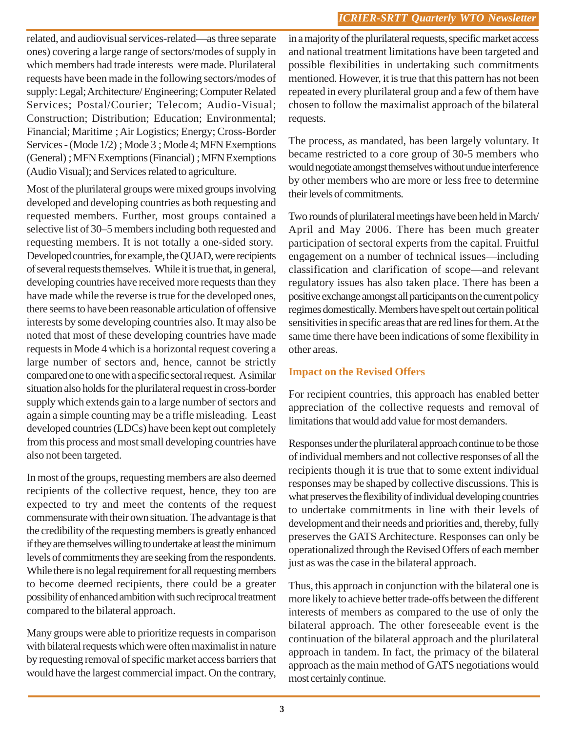related, and audiovisual services-related—as three separate ones) covering a large range of sectors/modes of supply in which members had trade interests were made. Plurilateral requests have been made in the following sectors/modes of supply: Legal; Architecture/ Engineering; Computer Related Services; Postal/Courier; Telecom; Audio-Visual; Construction; Distribution; Education; Environmental; Financial; Maritime ; Air Logistics; Energy; Cross-Border Services - (Mode 1/2) ; Mode 3 ; Mode 4; MFN Exemptions (General) ; MFN Exemptions (Financial) ; MFN Exemptions (Audio Visual); and Services related to agriculture.

Most of the plurilateral groups were mixed groups involving developed and developing countries as both requesting and requested members. Further, most groups contained a selective list of 30–5 members including both requested and requesting members. It is not totally a one-sided story. Developed countries, for example, the QUAD, were recipients of several requests themselves. While it is true that, in general, developing countries have received more requests than they have made while the reverse is true for the developed ones, there seems to have been reasonable articulation of offensive interests by some developing countries also. It may also be noted that most of these developing countries have made requests in Mode 4 which is a horizontal request covering a large number of sectors and, hence, cannot be strictly compared one to one with a specific sectoral request. A similar situation also holds for the plurilateral request in cross-border supply which extends gain to a large number of sectors and again a simple counting may be a trifle misleading. Least developed countries (LDCs) have been kept out completely from this process and most small developing countries have also not been targeted.

In most of the groups, requesting members are also deemed recipients of the collective request, hence, they too are expected to try and meet the contents of the request commensurate with their own situation. The advantage is that the credibility of the requesting members is greatly enhanced if they are themselves willing to undertake at least the minimum levels of commitments they are seeking from the respondents. While there is no legal requirement for all requesting members to become deemed recipients, there could be a greater possibility of enhanced ambition with such reciprocal treatment compared to the bilateral approach.

Many groups were able to prioritize requests in comparison with bilateral requests which were often maximalist in nature by requesting removal of specific market access barriers that would have the largest commercial impact. On the contrary, in a majority of the plurilateral requests, specific market access and national treatment limitations have been targeted and possible flexibilities in undertaking such commitments mentioned. However, it is true that this pattern has not been repeated in every plurilateral group and a few of them have chosen to follow the maximalist approach of the bilateral requests.

The process, as mandated, has been largely voluntary. It became restricted to a core group of 30-5 members who would negotiate amongst themselves without undue interference by other members who are more or less free to determine their levels of commitments.

Two rounds of plurilateral meetings have been held in March/ April and May 2006. There has been much greater participation of sectoral experts from the capital. Fruitful engagement on a number of technical issues—including classification and clarification of scope—and relevant regulatory issues has also taken place. There has been a positive exchange amongst all participants on the current policy regimes domestically. Members have spelt out certain political sensitivities in specific areas that are red lines for them. At the same time there have been indications of some flexibility in other areas.

### Impact on the Revised Offers

For recipient countries, this approach has enabled better appreciation of the collective requests and removal of limitations that would add value for most demanders.

Responses under the plurilateral approach continue to be those of individual members and not collective responses of all the recipients though it is true that to some extent individual responses may be shaped by collective discussions. This is what preserves the flexibility of individual developing countries to undertake commitments in line with their levels of development and their needs and priorities and, thereby, fully preserves the GATS Architecture. Responses can only be operationalized through the Revised Offers of each member just as was the case in the bilateral approach.

Thus, this approach in conjunction with the bilateral one is more likely to achieve better trade-offs between the different interests of members as compared to the use of only the bilateral approach. The other foreseeable event is the continuation of the bilateral approach and the plurilateral approach in tandem. In fact, the primacy of the bilateral approach as the main method of GATS negotiations would most certainly continue.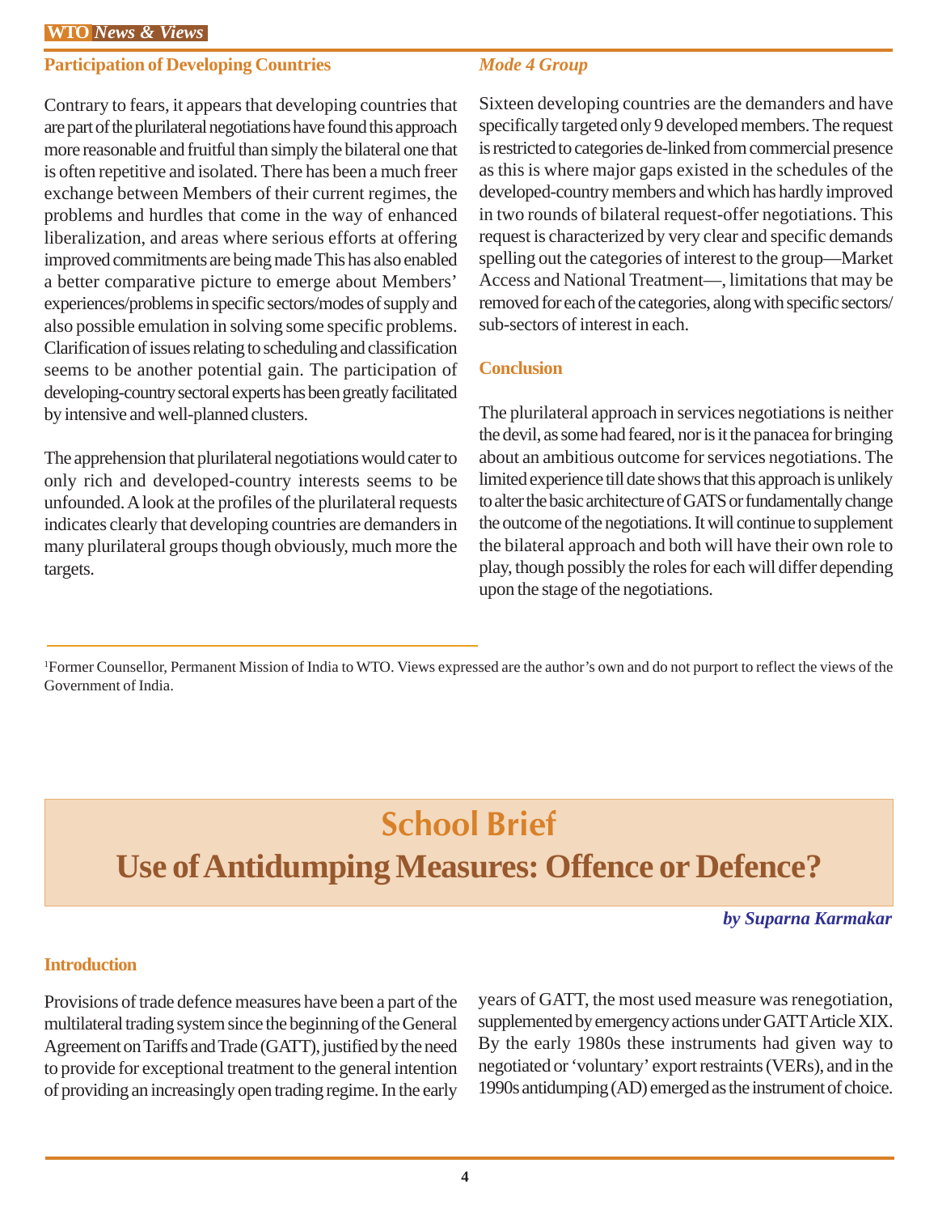### Participation of Developing Countries

Contrary to fears, it appears that developing countries that are part of the plurilateral negotiations have found this approach more reasonable and fruitful than simply the bilateral one that is often repetitive and isolated. There has been a much freer exchange between Members of their current regimes, the problems and hurdles that come in the way of enhanced liberalization, and areas where serious efforts at offering improved commitments are being made This has also enabled a better comparative picture to emerge about Members' experiences/problems in specific sectors/modes of supply and also possible emulation in solving some specific problems. Clarification of issues relating to scheduling and classification seems to be another potential gain. The participation of developing-country sectoral experts has been greatly facilitated by intensive and well-planned clusters.

The apprehension that plurilateral negotiations would cater to only rich and developed-country interests seems to be unfounded. A look at the profiles of the plurilateral requests indicates clearly that developing countries are demanders in many plurilateral groups though obviously, much more the targets.

### *Mode 4 Group*

Sixteen developing countries are the demanders and have specifically targeted only 9 developed members. The request is restricted to categories de-linked from commercial presence as this is where major gaps existed in the schedules of the developed-country members and which has hardly improved in two rounds of bilateral request-offer negotiations. This request is characterized by very clear and specific demands spelling out the categories of interest to the group—Market Access and National Treatment—, limitations that may be removed for each of the categories, along with specific sectors/ sub-sectors of interest in each.

### Conclusion

The plurilateral approach in services negotiations is neither the devil, as some had feared, nor is it the panacea for bringing about an ambitious outcome for services negotiations. The limited experience till date shows that this approach is unlikely to alter the basic architecture of GATS or fundamentally change the outcome of the negotiations. It will continue to supplement the bilateral approach and both will have their own role to play, though possibly the roles for each will differ depending upon the stage of the negotiations.

---

[1]Former Counsellor, Permanent Mission of India to WTO. Views expressed are the author's own and do not purport to reflect the views of the Government of India.

# School Brief

# Use of Antidumping Measures: Offence or Defence?

***by Suparna Karmakar***

### Introduction

Provisions of trade defence measures have been a part of the multilateral trading system since the beginning of the General Agreement on Tariffs and Trade (GATT), justified by the need to provide for exceptional treatment to the general intention of providing an increasingly open trading regime. In the early years of GATT, the most used measure was renegotiation, supplemented by emergency actions under GATT Article XIX. By the early 1980s these instruments had given way to negotiated or 'voluntary' export restraints (VERs), and in the 1990s antidumping (AD) emerged as the instrument of choice.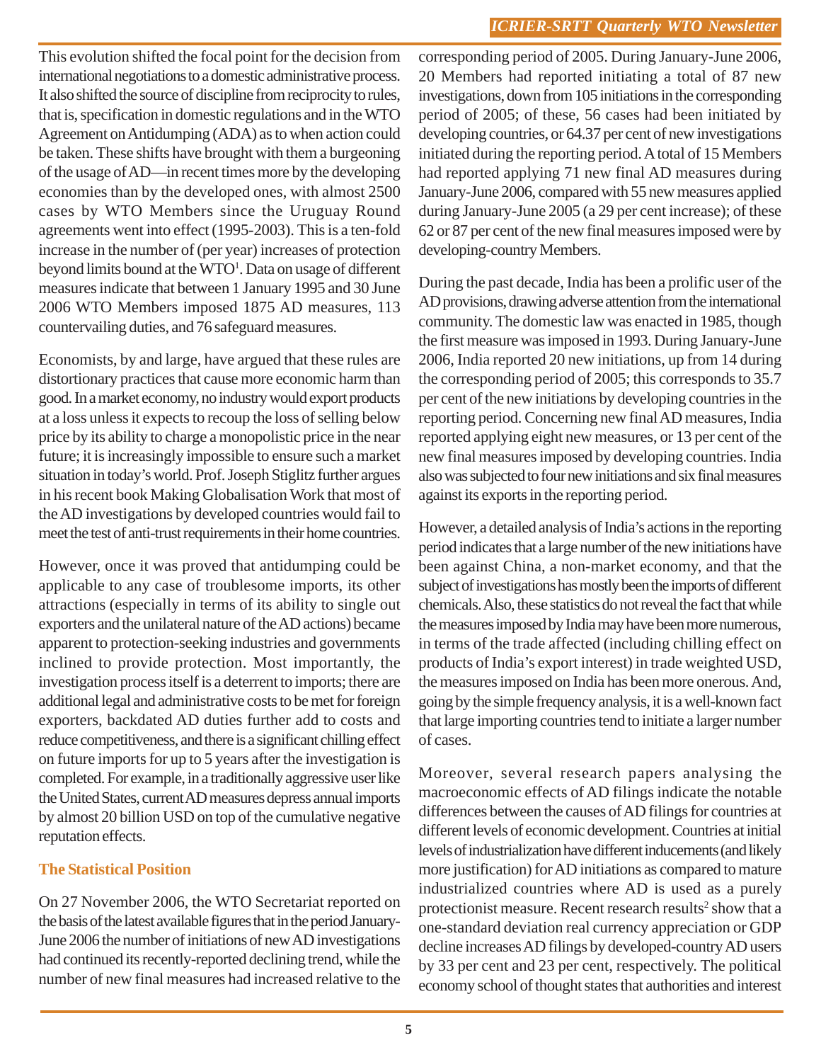This evolution shifted the focal point for the decision from international negotiations to a domestic administrative process. It also shifted the source of discipline from reciprocity to rules, that is, specification in domestic regulations and in the WTO Agreement on Antidumping (ADA) as to when action could be taken. These shifts have brought with them a burgeoning of the usage of AD—in recent times more by the developing economies than by the developed ones, with almost 2500 cases by WTO Members since the Uruguay Round agreements went into effect (1995-2003). This is a ten-fold increase in the number of (per year) increases of protection beyond limits bound at the WTO[1]. Data on usage of different measures indicate that between 1 January 1995 and 30 June 2006 WTO Members imposed 1875 AD measures, 113 countervailing duties, and 76 safeguard measures.

Economists, by and large, have argued that these rules are distortionary practices that cause more economic harm than good. In a market economy, no industry would export products at a loss unless it expects to recoup the loss of selling below price by its ability to charge a monopolistic price in the near future; it is increasingly impossible to ensure such a market situation in today's world. Prof. Joseph Stiglitz further argues in his recent book Making Globalisation Work that most of the AD investigations by developed countries would fail to meet the test of anti-trust requirements in their home countries.

However, once it was proved that antidumping could be applicable to any case of troublesome imports, its other attractions (especially in terms of its ability to single out exporters and the unilateral nature of the AD actions) became apparent to protection-seeking industries and governments inclined to provide protection. Most importantly, the investigation process itself is a deterrent to imports; there are additional legal and administrative costs to be met for foreign exporters, backdated AD duties further add to costs and reduce competitiveness, and there is a significant chilling effect on future imports for up to 5 years after the investigation is completed. For example, in a traditionally aggressive user like the United States, current AD measures depress annual imports by almost 20 billion USD on top of the cumulative negative reputation effects.

## The Statistical Position

On 27 November 2006, the WTO Secretariat reported on the basis of the latest available figures that in the period January-June 2006 the number of initiations of new AD investigations had continued its recently-reported declining trend, while the number of new final measures had increased relative to the corresponding period of 2005. During January-June 2006, 20 Members had reported initiating a total of 87 new investigations, down from 105 initiations in the corresponding period of 2005; of these, 56 cases had been initiated by developing countries, or 64.37 per cent of new investigations initiated during the reporting period. A total of 15 Members had reported applying 71 new final AD measures during January-June 2006, compared with 55 new measures applied during January-June 2005 (a 29 per cent increase); of these 62 or 87 per cent of the new final measures imposed were by developing-country Members.

During the past decade, India has been a prolific user of the AD provisions, drawing adverse attention from the international community. The domestic law was enacted in 1985, though the first measure was imposed in 1993. During January-June 2006, India reported 20 new initiations, up from 14 during the corresponding period of 2005; this corresponds to 35.7 per cent of the new initiations by developing countries in the reporting period. Concerning new final AD measures, India reported applying eight new measures, or 13 per cent of the new final measures imposed by developing countries. India also was subjected to four new initiations and six final measures against its exports in the reporting period.

However, a detailed analysis of India's actions in the reporting period indicates that a large number of the new initiations have been against China, a non-market economy, and that the subject of investigations has mostly been the imports of different chemicals. Also, these statistics do not reveal the fact that while the measures imposed by India may have been more numerous, in terms of the trade affected (including chilling effect on products of India's export interest) in trade weighted USD, the measures imposed on India has been more onerous. And, going by the simple frequency analysis, it is a well-known fact that large importing countries tend to initiate a larger number of cases.

Moreover, several research papers analysing the macroeconomic effects of AD filings indicate the notable differences between the causes of AD filings for countries at different levels of economic development. Countries at initial levels of industrialization have different inducements (and likely more justification) for AD initiations as compared to mature industrialized countries where AD is used as a purely protectionist measure. Recent research results[2] show that a one-standard deviation real currency appreciation or GDP decline increases AD filings by developed-country AD users by 33 per cent and 23 per cent, respectively. The political economy school of thought states that authorities and interest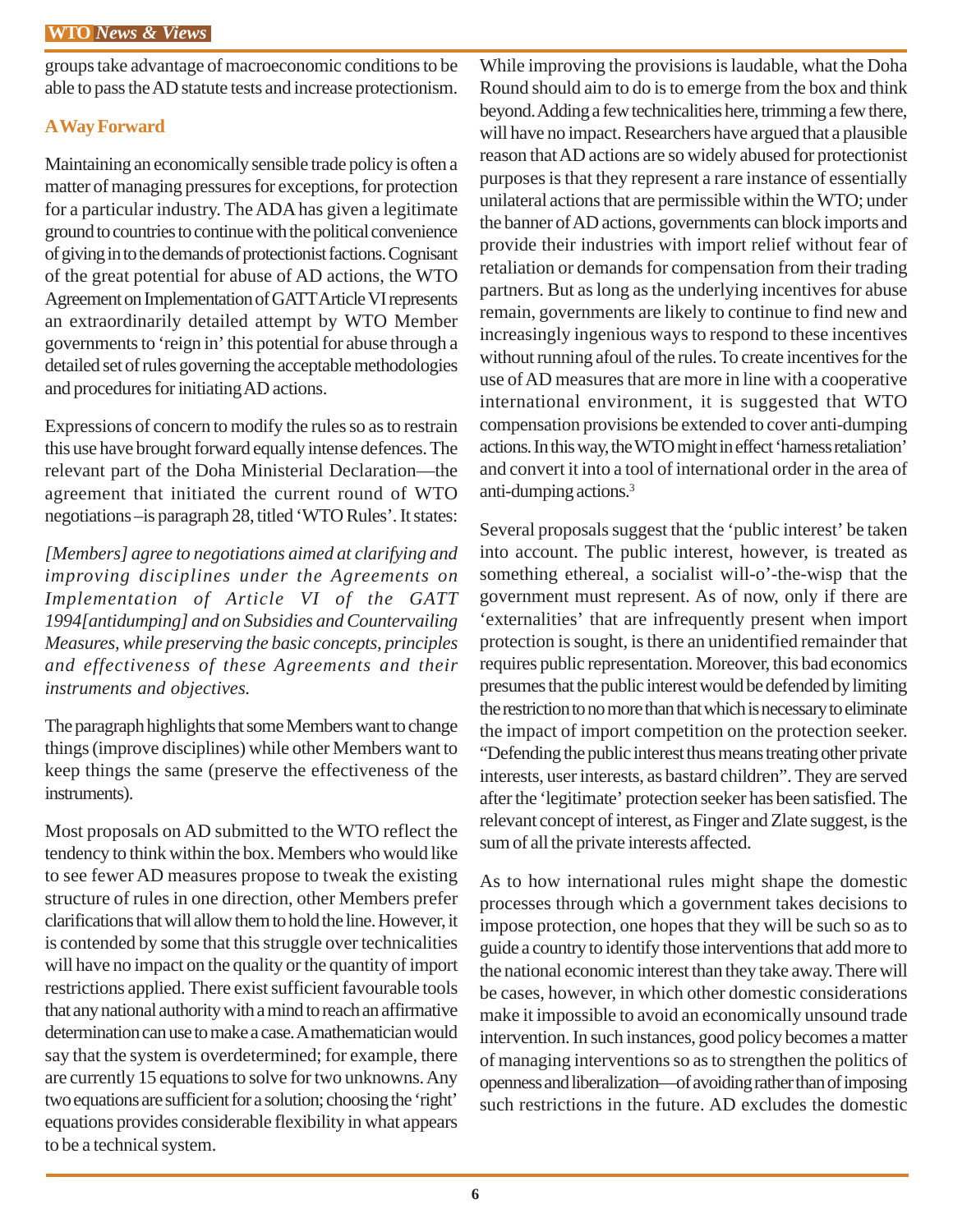groups take advantage of macroeconomic conditions to be able to pass the AD statute tests and increase protectionism.

### A Way Forward

Maintaining an economically sensible trade policy is often a matter of managing pressures for exceptions, for protection for a particular industry. The ADA has given a legitimate ground to countries to continue with the political convenience of giving in to the demands of protectionist factions. Cognisant of the great potential for abuse of AD actions, the WTO Agreement on Implementation of GATT Article VI represents an extraordinarily detailed attempt by WTO Member governments to 'reign in' this potential for abuse through a detailed set of rules governing the acceptable methodologies and procedures for initiating AD actions.

Expressions of concern to modify the rules so as to restrain this use have brought forward equally intense defences. The relevant part of the Doha Ministerial Declaration—the agreement that initiated the current round of WTO negotiations –is paragraph 28, titled 'WTO Rules'. It states:

*[Members] agree to negotiations aimed at clarifying and improving disciplines under the Agreements on Implementation of Article VI of the GATT 1994[antidumping] and on Subsidies and Countervailing Measures, while preserving the basic concepts, principles and effectiveness of these Agreements and their instruments and objectives.*

The paragraph highlights that some Members want to change things (improve disciplines) while other Members want to keep things the same (preserve the effectiveness of the instruments).

Most proposals on AD submitted to the WTO reflect the tendency to think within the box. Members who would like to see fewer AD measures propose to tweak the existing structure of rules in one direction, other Members prefer clarifications that will allow them to hold the line. However, it is contended by some that this struggle over technicalities will have no impact on the quality or the quantity of import restrictions applied. There exist sufficient favourable tools that any national authority with a mind to reach an affirmative determination can use to make a case. A mathematician would say that the system is overdetermined; for example, there are currently 15 equations to solve for two unknowns. Any two equations are sufficient for a solution; choosing the 'right' equations provides considerable flexibility in what appears to be a technical system.

While improving the provisions is laudable, what the Doha Round should aim to do is to emerge from the box and think beyond. Adding a few technicalities here, trimming a few there, will have no impact. Researchers have argued that a plausible reason that AD actions are so widely abused for protectionist purposes is that they represent a rare instance of essentially unilateral actions that are permissible within the WTO; under the banner of AD actions, governments can block imports and provide their industries with import relief without fear of retaliation or demands for compensation from their trading partners. But as long as the underlying incentives for abuse remain, governments are likely to continue to find new and increasingly ingenious ways to respond to these incentives without running afoul of the rules. To create incentives for the use of AD measures that are more in line with a cooperative international environment, it is suggested that WTO compensation provisions be extended to cover anti-dumping actions. In this way, the WTO might in effect 'harness retaliation' and convert it into a tool of international order in the area of anti-dumping actions.[3]

Several proposals suggest that the 'public interest' be taken into account. The public interest, however, is treated as something ethereal, a socialist will-o'-the-wisp that the government must represent. As of now, only if there are 'externalities' that are infrequently present when import protection is sought, is there an unidentified remainder that requires public representation. Moreover, this bad economics presumes that the public interest would be defended by limiting the restriction to no more than that which is necessary to eliminate the impact of import competition on the protection seeker. "Defending the public interest thus means treating other private interests, user interests, as bastard children". They are served after the 'legitimate' protection seeker has been satisfied. The relevant concept of interest, as Finger and Zlate suggest, is the sum of all the private interests affected.

As to how international rules might shape the domestic processes through which a government takes decisions to impose protection, one hopes that they will be such so as to guide a country to identify those interventions that add more to the national economic interest than they take away. There will be cases, however, in which other domestic considerations make it impossible to avoid an economically unsound trade intervention. In such instances, good policy becomes a matter of managing interventions so as to strengthen the politics of openness and liberalization—of avoiding rather than of imposing such restrictions in the future. AD excludes the domestic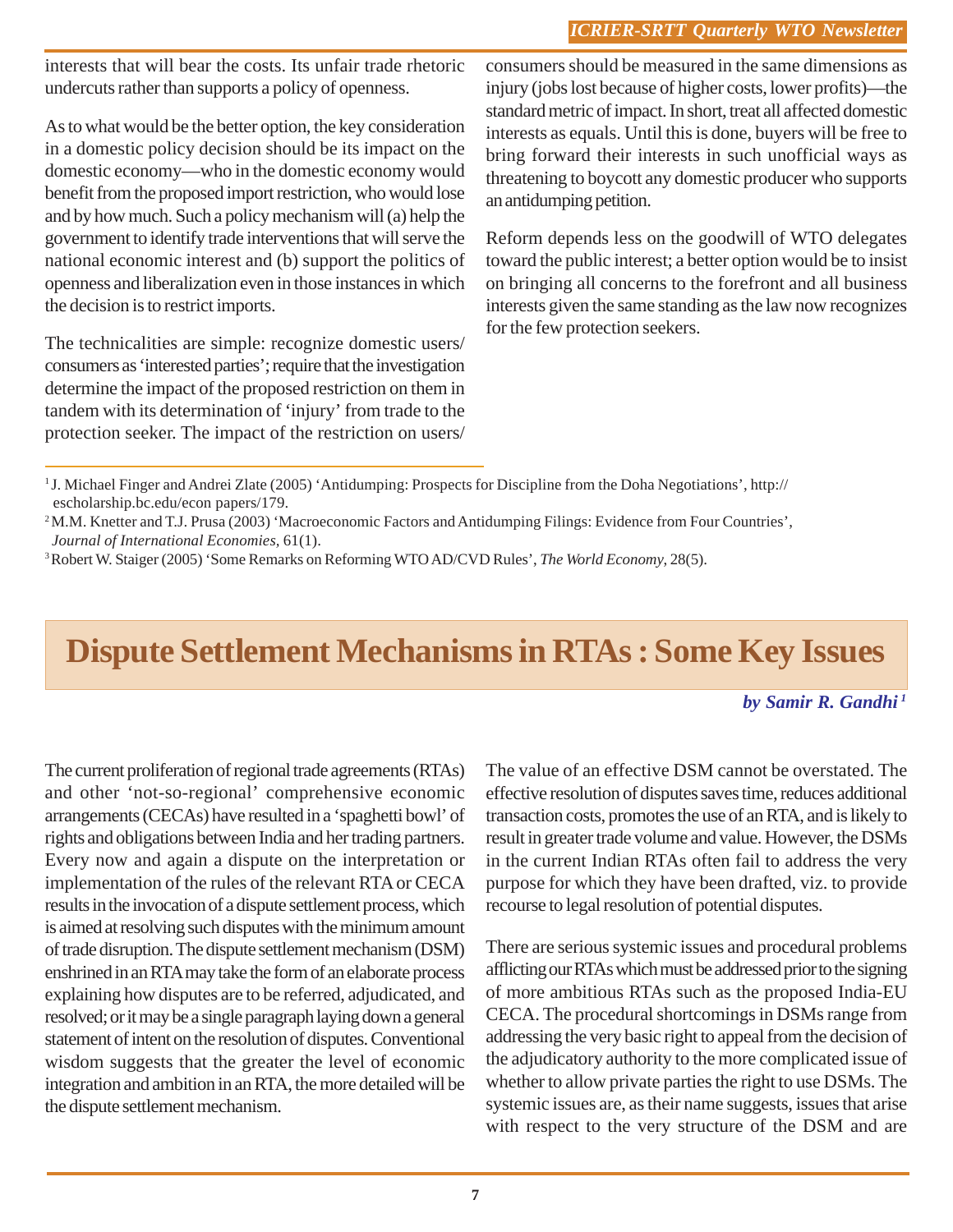interests that will bear the costs. Its unfair trade rhetoric undercuts rather than supports a policy of openness.

As to what would be the better option, the key consideration in a domestic policy decision should be its impact on the domestic economy—who in the domestic economy would benefit from the proposed import restriction, who would lose and by how much. Such a policy mechanism will (a) help the government to identify trade interventions that will serve the national economic interest and (b) support the politics of openness and liberalization even in those instances in which the decision is to restrict imports.

The technicalities are simple: recognize domestic users/consumers as 'interested parties'; require that the investigation determine the impact of the proposed restriction on them in tandem with its determination of 'injury' from trade to the protection seeker. The impact of the restriction on users/consumers should be measured in the same dimensions as injury (jobs lost because of higher costs, lower profits)—the standard metric of impact. In short, treat all affected domestic interests as equals. Until this is done, buyers will be free to bring forward their interests in such unofficial ways as threatening to boycott any domestic producer who supports an antidumping petition.

Reform depends less on the goodwill of WTO delegates toward the public interest; a better option would be to insist on bringing all concerns to the forefront and all business interests given the same standing as the law now recognizes for the few protection seekers.

---

[1] J. Michael Finger and Andrei Zlate (2005) 'Antidumping: Prospects for Discipline from the Doha Negotiations', http://escholarship.bc.edu/econ papers/179.

[2] M.M. Knetter and T.J. Prusa (2003) 'Macroeconomic Factors and Antidumping Filings: Evidence from Four Countries', *Journal of International Economies*, 61(1).

[3] Robert W. Staiger (2005) 'Some Remarks on Reforming WTO AD/CVD Rules', *The World Economy*, 28(5).

# Dispute Settlement Mechanisms in RTAs : Some Key Issues

***by Samir R. Gandhi*** [1]

The current proliferation of regional trade agreements (RTAs) and other 'not-so-regional' comprehensive economic arrangements (CECAs) have resulted in a 'spaghetti bowl' of rights and obligations between India and her trading partners. Every now and again a dispute on the interpretation or implementation of the rules of the relevant RTA or CECA results in the invocation of a dispute settlement process, which is aimed at resolving such disputes with the minimum amount of trade disruption. The dispute settlement mechanism (DSM) enshrined in an RTA may take the form of an elaborate process explaining how disputes are to be referred, adjudicated, and resolved; or it may be a single paragraph laying down a general statement of intent on the resolution of disputes. Conventional wisdom suggests that the greater the level of economic integration and ambition in an RTA, the more detailed will be the dispute settlement mechanism.

The value of an effective DSM cannot be overstated. The effective resolution of disputes saves time, reduces additional transaction costs, promotes the use of an RTA, and is likely to result in greater trade volume and value. However, the DSMs in the current Indian RTAs often fail to address the very purpose for which they have been drafted, viz. to provide recourse to legal resolution of potential disputes.

There are serious systemic issues and procedural problems afflicting our RTAs which must be addressed prior to the signing of more ambitious RTAs such as the proposed India-EU CECA. The procedural shortcomings in DSMs range from addressing the very basic right to appeal from the decision of the adjudicatory authority to the more complicated issue of whether to allow private parties the right to use DSMs. The systemic issues are, as their name suggests, issues that arise with respect to the very structure of the DSM and are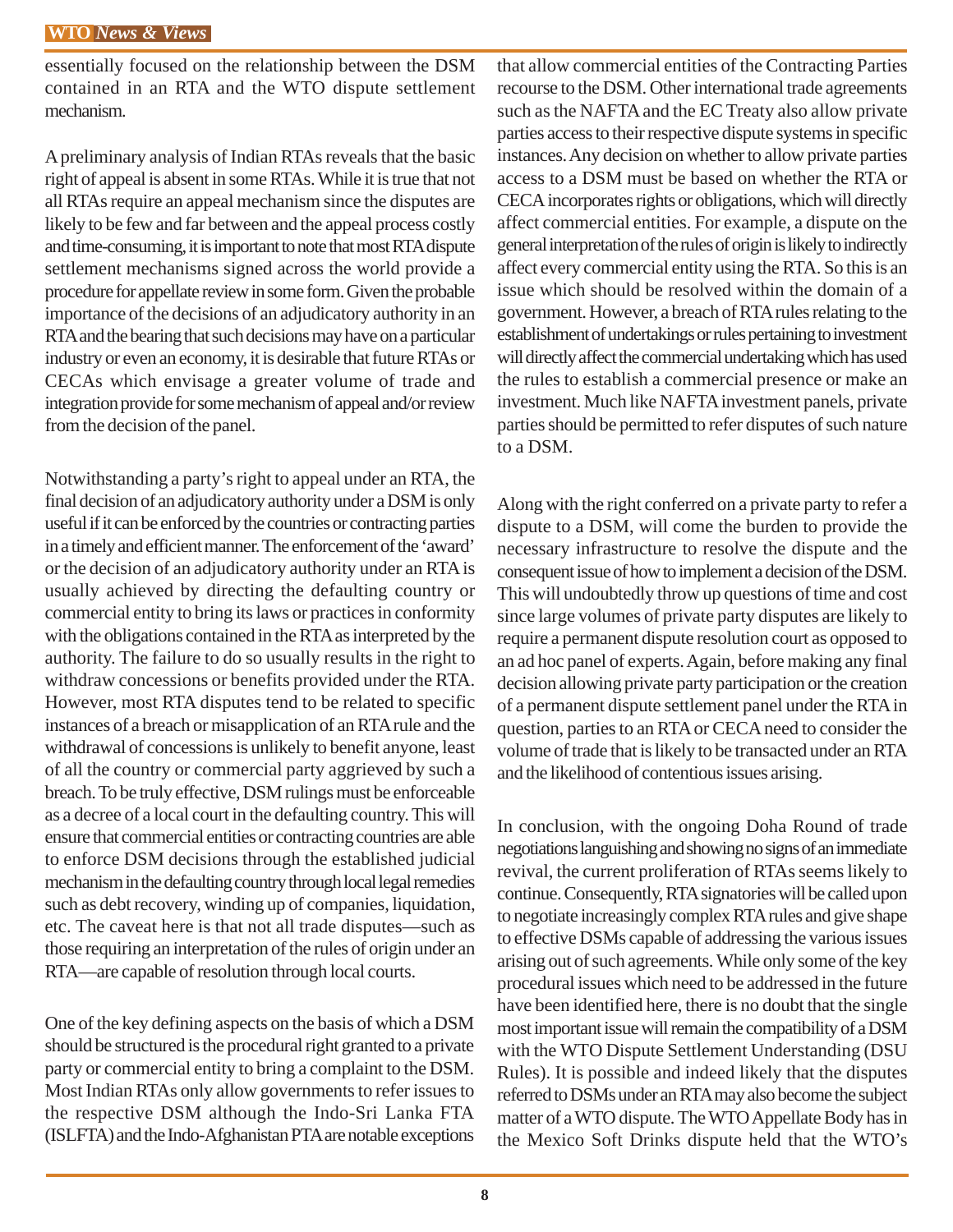essentially focused on the relationship between the DSM contained in an RTA and the WTO dispute settlement mechanism.

A preliminary analysis of Indian RTAs reveals that the basic right of appeal is absent in some RTAs. While it is true that not all RTAs require an appeal mechanism since the disputes are likely to be few and far between and the appeal process costly and time-consuming, it is important to note that most RTA dispute settlement mechanisms signed across the world provide a procedure for appellate review in some form. Given the probable importance of the decisions of an adjudicatory authority in an RTA and the bearing that such decisions may have on a particular industry or even an economy, it is desirable that future RTAs or CECAs which envisage a greater volume of trade and integration provide for some mechanism of appeal and/or review from the decision of the panel.

Notwithstanding a party's right to appeal under an RTA, the final decision of an adjudicatory authority under a DSM is only useful if it can be enforced by the countries or contracting parties in a timely and efficient manner. The enforcement of the 'award' or the decision of an adjudicatory authority under an RTA is usually achieved by directing the defaulting country or commercial entity to bring its laws or practices in conformity with the obligations contained in the RTA as interpreted by the authority. The failure to do so usually results in the right to withdraw concessions or benefits provided under the RTA. However, most RTA disputes tend to be related to specific instances of a breach or misapplication of an RTA rule and the withdrawal of concessions is unlikely to benefit anyone, least of all the country or commercial party aggrieved by such a breach. To be truly effective, DSM rulings must be enforceable as a decree of a local court in the defaulting country. This will ensure that commercial entities or contracting countries are able to enforce DSM decisions through the established judicial mechanism in the defaulting country through local legal remedies such as debt recovery, winding up of companies, liquidation, etc. The caveat here is that not all trade disputes—such as those requiring an interpretation of the rules of origin under an RTA—are capable of resolution through local courts.

One of the key defining aspects on the basis of which a DSM should be structured is the procedural right granted to a private party or commercial entity to bring a complaint to the DSM. Most Indian RTAs only allow governments to refer issues to the respective DSM although the Indo-Sri Lanka FTA (ISLFTA) and the Indo-Afghanistan PTA are notable exceptions that allow commercial entities of the Contracting Parties recourse to the DSM. Other international trade agreements such as the NAFTA and the EC Treaty also allow private parties access to their respective dispute systems in specific instances. Any decision on whether to allow private parties access to a DSM must be based on whether the RTA or CECA incorporates rights or obligations, which will directly affect commercial entities. For example, a dispute on the general interpretation of the rules of origin is likely to indirectly affect every commercial entity using the RTA. So this is an issue which should be resolved within the domain of a government. However, a breach of RTA rules relating to the establishment of undertakings or rules pertaining to investment will directly affect the commercial undertaking which has used the rules to establish a commercial presence or make an investment. Much like NAFTA investment panels, private parties should be permitted to refer disputes of such nature to a DSM.

Along with the right conferred on a private party to refer a dispute to a DSM, will come the burden to provide the necessary infrastructure to resolve the dispute and the consequent issue of how to implement a decision of the DSM. This will undoubtedly throw up questions of time and cost since large volumes of private party disputes are likely to require a permanent dispute resolution court as opposed to an ad hoc panel of experts. Again, before making any final decision allowing private party participation or the creation of a permanent dispute settlement panel under the RTA in question, parties to an RTA or CECA need to consider the volume of trade that is likely to be transacted under an RTA and the likelihood of contentious issues arising.

In conclusion, with the ongoing Doha Round of trade negotiations languishing and showing no signs of an immediate revival, the current proliferation of RTAs seems likely to continue. Consequently, RTA signatories will be called upon to negotiate increasingly complex RTA rules and give shape to effective DSMs capable of addressing the various issues arising out of such agreements. While only some of the key procedural issues which need to be addressed in the future have been identified here, there is no doubt that the single most important issue will remain the compatibility of a DSM with the WTO Dispute Settlement Understanding (DSU Rules). It is possible and indeed likely that the disputes referred to DSMs under an RTA may also become the subject matter of a WTO dispute. The WTO Appellate Body has in the Mexico Soft Drinks dispute held that the WTO's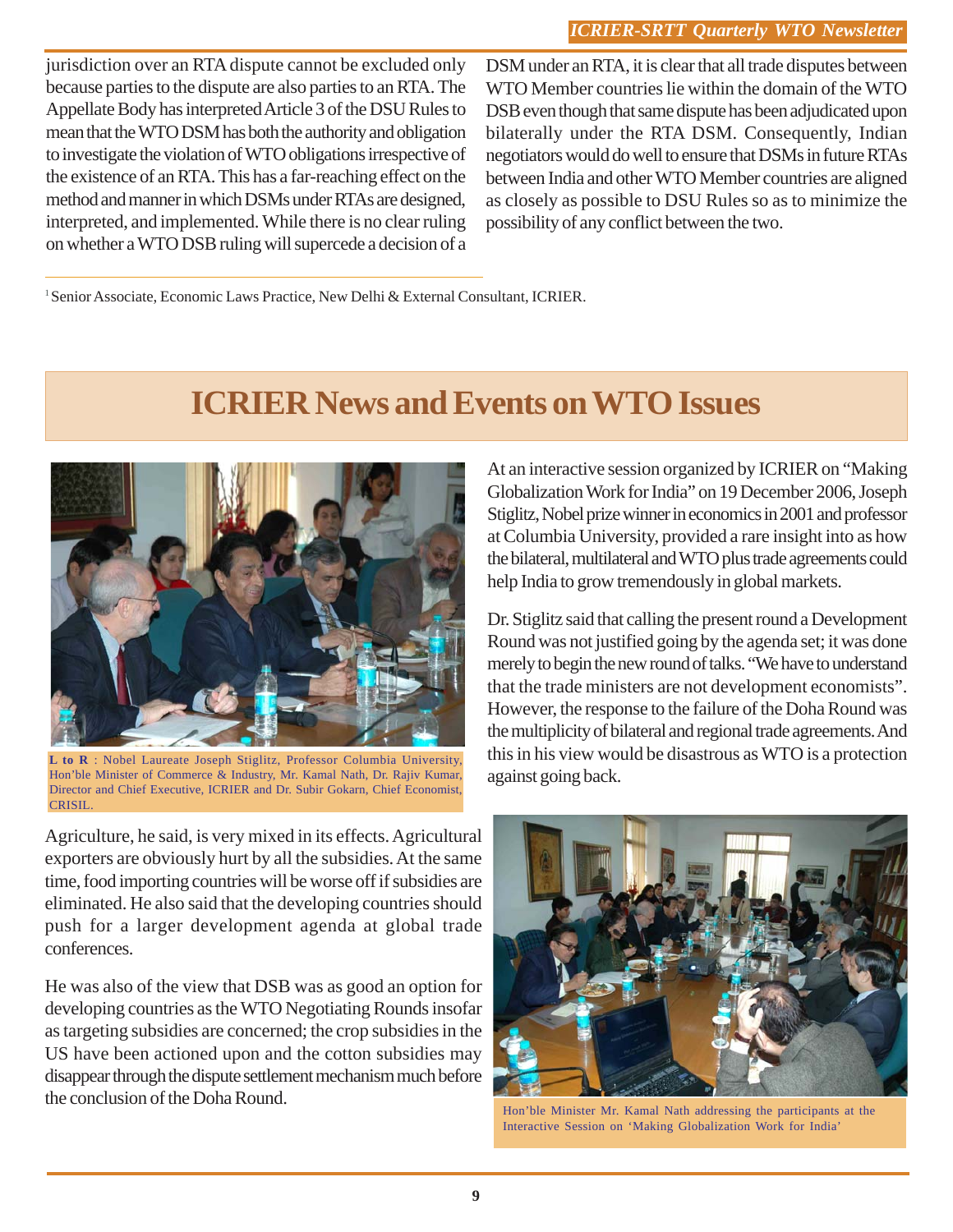jurisdiction over an RTA dispute cannot be excluded only because parties to the dispute are also parties to an RTA. The Appellate Body has interpreted Article 3 of the DSU Rules to mean that the WTO DSM has both the authority and obligation to investigate the violation of WTO obligations irrespective of the existence of an RTA. This has a far-reaching effect on the method and manner in which DSMs under RTAs are designed, interpreted, and implemented. While there is no clear ruling on whether a WTO DSB ruling will supercede a decision of a DSM under an RTA, it is clear that all trade disputes between WTO Member countries lie within the domain of the WTO DSB even though that same dispute has been adjudicated upon bilaterally under the RTA DSM. Consequently, Indian negotiators would do well to ensure that DSMs in future RTAs between India and other WTO Member countries are aligned as closely as possible to DSU Rules so as to minimize the possibility of any conflict between the two.

[1] Senior Associate, Economic Laws Practice, New Delhi & External Consultant, ICRIER.

# ICRIER News and Events on WTO Issues

**L to R** : Nobel Laureate Joseph Stiglitz, Professor Columbia University, Hon'ble Minister of Commerce & Industry, Mr. Kamal Nath, Dr. Rajiv Kumar, Director and Chief Executive, ICRIER and Dr. Subir Gokarn, Chief Economist, CRISIL.

At an interactive session organized by ICRIER on "Making Globalization Work for India" on 19 December 2006, Joseph Stiglitz, Nobel prize winner in economics in 2001 and professor at Columbia University, provided a rare insight into as how the bilateral, multilateral and WTO plus trade agreements could help India to grow tremendously in global markets.

Dr. Stiglitz said that calling the present round a Development Round was not justified going by the agenda set; it was done merely to begin the new round of talks. "We have to understand that the trade ministers are not development economists". However, the response to the failure of the Doha Round was the multiplicity of bilateral and regional trade agreements. And this in his view would be disastrous as WTO is a protection against going back.

Agriculture, he said, is very mixed in its effects. Agricultural exporters are obviously hurt by all the subsidies. At the same time, food importing countries will be worse off if subsidies are eliminated. He also said that the developing countries should push for a larger development agenda at global trade conferences.

He was also of the view that DSB was as good an option for developing countries as the WTO Negotiating Rounds insofar as targeting subsidies are concerned; the crop subsidies in the US have been actioned upon and the cotton subsidies may disappear through the dispute settlement mechanism much before the conclusion of the Doha Round.

Hon'ble Minister Mr. Kamal Nath addressing the participants at the Interactive Session on 'Making Globalization Work for India'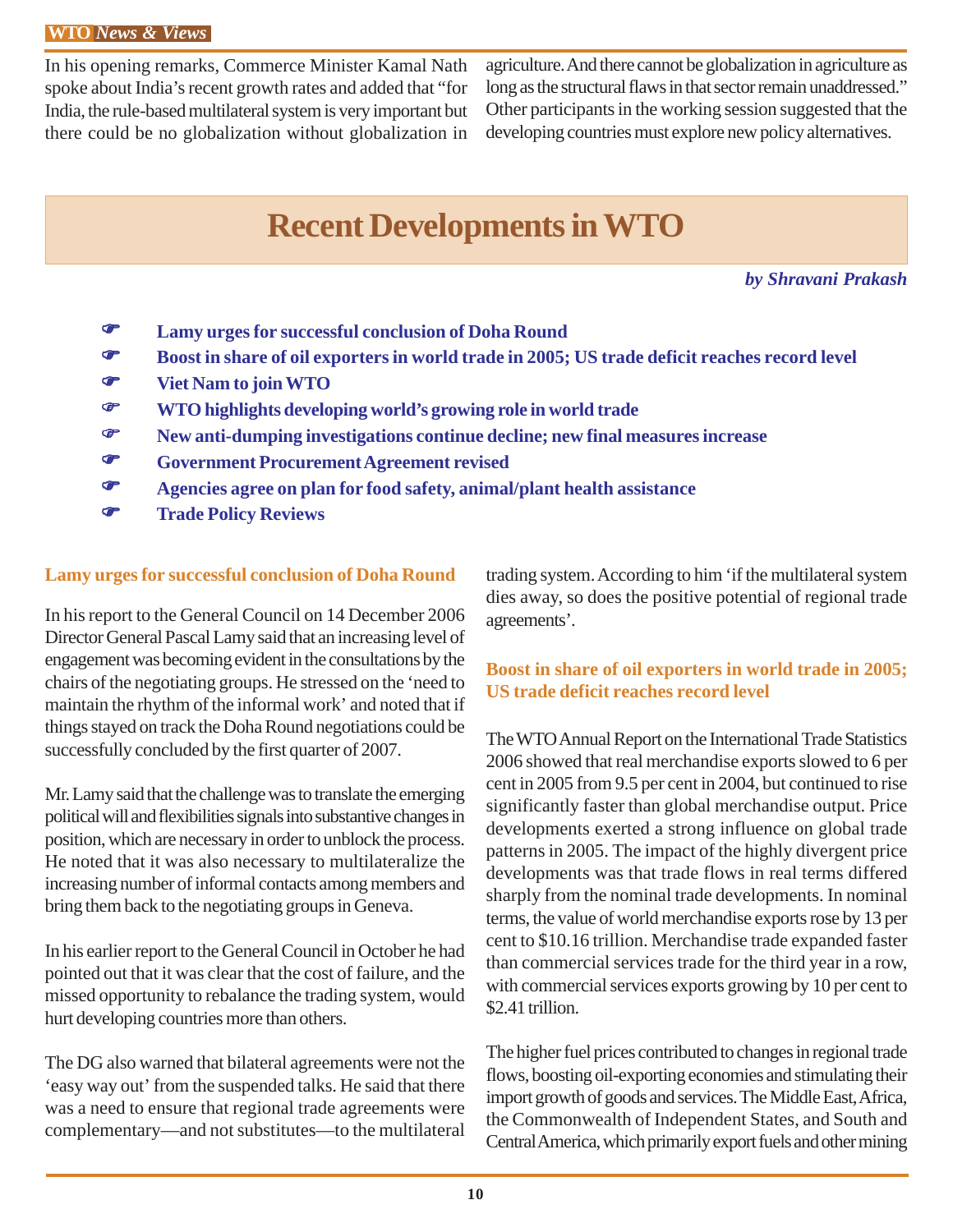In his opening remarks, Commerce Minister Kamal Nath spoke about India's recent growth rates and added that "for India, the rule-based multilateral system is very important but there could be no globalization without globalization in agriculture. And there cannot be globalization in agriculture as long as the structural flaws in that sector remain unaddressed." Other participants in the working session suggested that the developing countries must explore new policy alternatives.

# Recent Developments in WTO

*by Shravani Prakash*

- **Lamy urges for successful conclusion of Doha Round**
- **Boost in share of oil exporters in world trade in 2005; US trade deficit reaches record level**
- **Viet Nam to join WTO**
- **WTO highlights developing world's growing role in world trade**
- **New anti-dumping investigations continue decline; new final measures increase**
- **Government Procurement Agreement revised**
- **Agencies agree on plan for food safety, animal/plant health assistance**
- **Trade Policy Reviews**

### Lamy urges for successful conclusion of Doha Round

In his report to the General Council on 14 December 2006 Director General Pascal Lamy said that an increasing level of engagement was becoming evident in the consultations by the chairs of the negotiating groups. He stressed on the 'need to maintain the rhythm of the informal work' and noted that if things stayed on track the Doha Round negotiations could be successfully concluded by the first quarter of 2007.

Mr. Lamy said that the challenge was to translate the emerging political will and flexibilities signals into substantive changes in position, which are necessary in order to unblock the process. He noted that it was also necessary to multilateralize the increasing number of informal contacts among members and bring them back to the negotiating groups in Geneva.

In his earlier report to the General Council in October he had pointed out that it was clear that the cost of failure, and the missed opportunity to rebalance the trading system, would hurt developing countries more than others.

The DG also warned that bilateral agreements were not the 'easy way out' from the suspended talks. He said that there was a need to ensure that regional trade agreements were complementary—and not substitutes—to the multilateral trading system. According to him 'if the multilateral system dies away, so does the positive potential of regional trade agreements'.

### Boost in share of oil exporters in world trade in 2005; US trade deficit reaches record level

The WTO Annual Report on the International Trade Statistics 2006 showed that real merchandise exports slowed to 6 per cent in 2005 from 9.5 per cent in 2004, but continued to rise significantly faster than global merchandise output. Price developments exerted a strong influence on global trade patterns in 2005. The impact of the highly divergent price developments was that trade flows in real terms differed sharply from the nominal trade developments. In nominal terms, the value of world merchandise exports rose by 13 per cent to $10.16 trillion. Merchandise trade expanded faster than commercial services trade for the third year in a row, with commercial services exports growing by 10 per cent to $2.41 trillion.

The higher fuel prices contributed to changes in regional trade flows, boosting oil-exporting economies and stimulating their import growth of goods and services. The Middle East, Africa, the Commonwealth of Independent States, and South and Central America, which primarily export fuels and other mining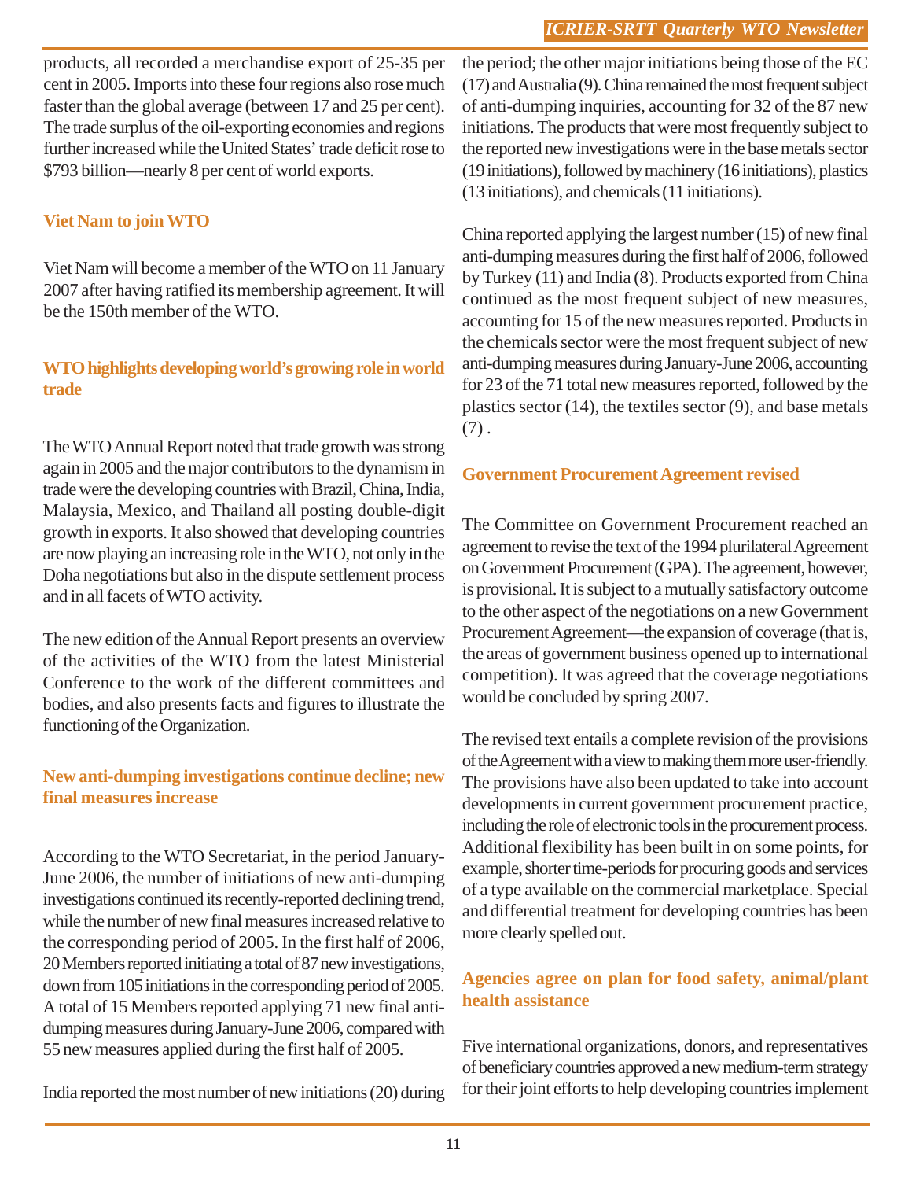products, all recorded a merchandise export of 25-35 per cent in 2005. Imports into these four regions also rose much faster than the global average (between 17 and 25 per cent). The trade surplus of the oil-exporting economies and regions further increased while the United States' trade deficit rose to $793 billion—nearly 8 per cent of world exports.

### Viet Nam to join WTO

Viet Nam will become a member of the WTO on 11 January 2007 after having ratified its membership agreement. It will be the 150th member of the WTO.

### WTO highlights developing world's growing role in world trade

The WTO Annual Report noted that trade growth was strong again in 2005 and the major contributors to the dynamism in trade were the developing countries with Brazil, China, India, Malaysia, Mexico, and Thailand all posting double-digit growth in exports. It also showed that developing countries are now playing an increasing role in the WTO, not only in the Doha negotiations but also in the dispute settlement process and in all facets of WTO activity.

The new edition of the Annual Report presents an overview of the activities of the WTO from the latest Ministerial Conference to the work of the different committees and bodies, and also presents facts and figures to illustrate the functioning of the Organization.

### New anti-dumping investigations continue decline; new final measures increase

According to the WTO Secretariat, in the period January-June 2006, the number of initiations of new anti-dumping investigations continued its recently-reported declining trend, while the number of new final measures increased relative to the corresponding period of 2005. In the first half of 2006, 20 Members reported initiating a total of 87 new investigations, down from 105 initiations in the corresponding period of 2005. A total of 15 Members reported applying 71 new final anti-dumping measures during January-June 2006, compared with 55 new measures applied during the first half of 2005.

India reported the most number of new initiations (20) during the period; the other major initiations being those of the EC (17) and Australia (9). China remained the most frequent subject of anti-dumping inquiries, accounting for 32 of the 87 new initiations. The products that were most frequently subject to the reported new investigations were in the base metals sector (19 initiations), followed by machinery (16 initiations), plastics (13 initiations), and chemicals (11 initiations).

China reported applying the largest number (15) of new final anti-dumping measures during the first half of 2006, followed by Turkey (11) and India (8). Products exported from China continued as the most frequent subject of new measures, accounting for 15 of the new measures reported. Products in the chemicals sector were the most frequent subject of new anti-dumping measures during January-June 2006, accounting for 23 of the 71 total new measures reported, followed by the plastics sector (14), the textiles sector (9), and base metals (7) .

### Government Procurement Agreement revised

The Committee on Government Procurement reached an agreement to revise the text of the 1994 plurilateral Agreement on Government Procurement (GPA). The agreement, however, is provisional. It is subject to a mutually satisfactory outcome to the other aspect of the negotiations on a new Government Procurement Agreement—the expansion of coverage (that is, the areas of government business opened up to international competition). It was agreed that the coverage negotiations would be concluded by spring 2007.

The revised text entails a complete revision of the provisions of the Agreement with a view to making them more user-friendly. The provisions have also been updated to take into account developments in current government procurement practice, including the role of electronic tools in the procurement process. Additional flexibility has been built in on some points, for example, shorter time-periods for procuring goods and services of a type available on the commercial marketplace. Special and differential treatment for developing countries has been more clearly spelled out.

### Agencies agree on plan for food safety, animal/plant health assistance

Five international organizations, donors, and representatives of beneficiary countries approved a new medium-term strategy for their joint efforts to help developing countries implement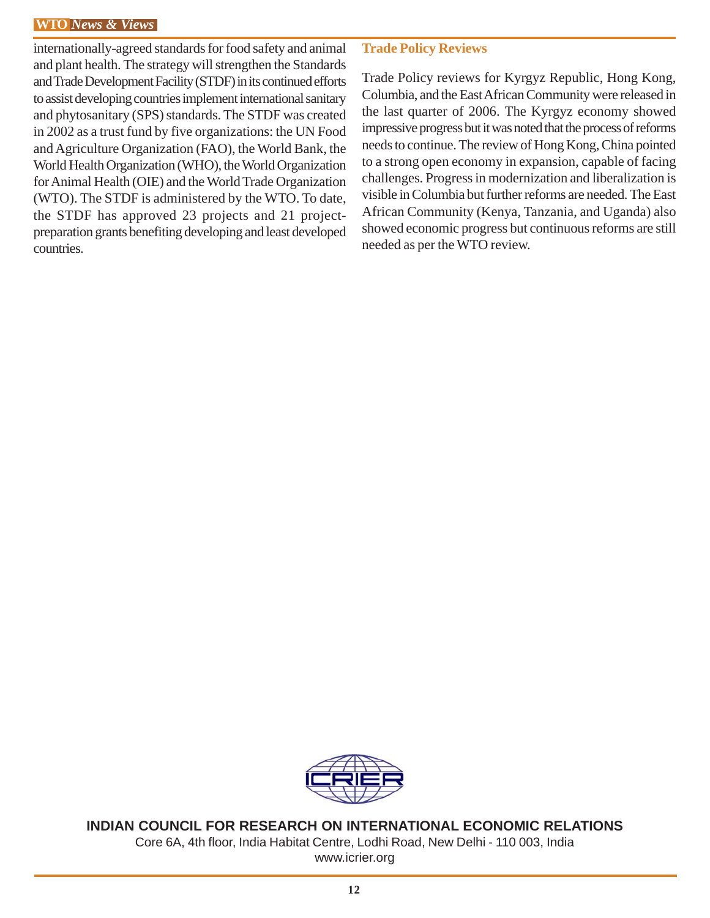internationally-agreed standards for food safety and animal and plant health. The strategy will strengthen the Standards and Trade Development Facility (STDF) in its continued efforts to assist developing countries implement international sanitary and phytosanitary (SPS) standards. The STDF was created in 2002 as a trust fund by five organizations: the UN Food and Agriculture Organization (FAO), the World Bank, the World Health Organization (WHO), the World Organization for Animal Health (OIE) and the World Trade Organization (WTO). The STDF is administered by the WTO. To date, the STDF has approved 23 projects and 21 project-preparation grants benefiting developing and least developed countries.

## Trade Policy Reviews

Trade Policy reviews for Kyrgyz Republic, Hong Kong, Columbia, and the East African Community were released in the last quarter of 2006. The Kyrgyz economy showed impressive progress but it was noted that the process of reforms needs to continue. The review of Hong Kong, China pointed to a strong open economy in expansion, capable of facing challenges. Progress in modernization and liberalization is visible in Columbia but further reforms are needed. The East African Community (Kenya, Tanzania, and Uganda) also showed economic progress but continuous reforms are still needed as per the WTO review.

ICRIER

**INDIAN COUNCIL FOR RESEARCH ON INTERNATIONAL ECONOMIC RELATIONS**

Core 6A, 4th floor, India Habitat Centre, Lodhi Road, New Delhi - 110 003, India

www.icrier.org